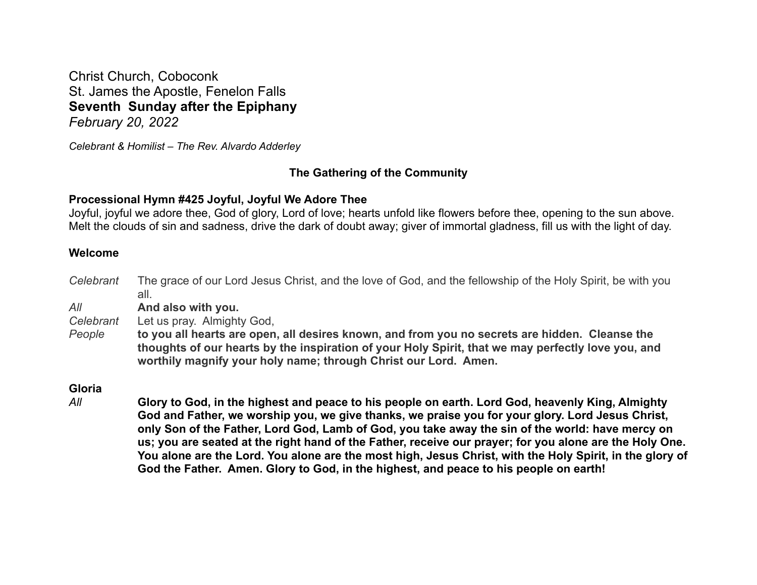Christ Church, Coboconk
St. James the Apostle, Fenelon Falls
**Seventh Sunday after the Epiphany**
*February 20, 2022*

*Celebrant & Homilist – The Rev. Alvardo Adderley*

## The Gathering of the Community

**Processional Hymn #425 Joyful, Joyful We Adore Thee**
Joyful, joyful we adore thee, God of glory, Lord of love; hearts unfold like flowers before thee, opening to the sun above. Melt the clouds of sin and sadness, drive the dark of doubt away; giver of immortal gladness, fill us with the light of day.

**Welcome**

*Celebrant* The grace of our Lord Jesus Christ, and the love of God, and the fellowship of the Holy Spirit, be with you all.
*All* **And also with you.**
*Celebrant* Let us pray. Almighty God,
*People* **to you all hearts are open, all desires known, and from you no secrets are hidden. Cleanse the thoughts of our hearts by the inspiration of your Holy Spirit, that we may perfectly love you, and worthily magnify your holy name; through Christ our Lord. Amen.**

**Gloria**
*All* **Glory to God, in the highest and peace to his people on earth. Lord God, heavenly King, Almighty God and Father, we worship you, we give thanks, we praise you for your glory. Lord Jesus Christ, only Son of the Father, Lord God, Lamb of God, you take away the sin of the world: have mercy on us; you are seated at the right hand of the Father, receive our prayer; for you alone are the Holy One. You alone are the Lord. You alone are the most high, Jesus Christ, with the Holy Spirit, in the glory of God the Father. Amen. Glory to God, in the highest, and peace to his people on earth!**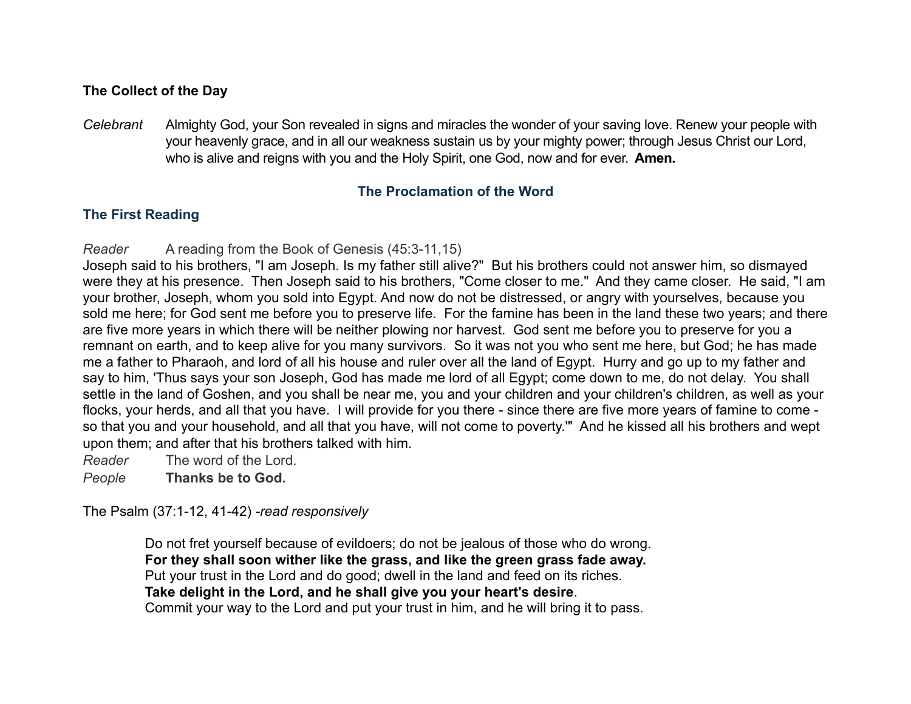**The Collect of the Day**

*Celebrant* Almighty God, your Son revealed in signs and miracles the wonder of your saving love. Renew your people with your heavenly grace, and in all our weakness sustain us by your mighty power; through Jesus Christ our Lord, who is alive and reigns with you and the Holy Spirit, one God, now and for ever. **Amen.**

## The Proclamation of the Word

### The First Reading

*Reader* A reading from the Book of Genesis (45:3-11,15)

Joseph said to his brothers, "I am Joseph. Is my father still alive?" But his brothers could not answer him, so dismayed were they at his presence. Then Joseph said to his brothers, "Come closer to me." And they came closer. He said, "I am your brother, Joseph, whom you sold into Egypt. And now do not be distressed, or angry with yourselves, because you sold me here; for God sent me before you to preserve life. For the famine has been in the land these two years; and there are five more years in which there will be neither plowing nor harvest. God sent me before you to preserve for you a remnant on earth, and to keep alive for you many survivors. So it was not you who sent me here, but God; he has made me a father to Pharaoh, and lord of all his house and ruler over all the land of Egypt. Hurry and go up to my father and say to him, 'Thus says your son Joseph, God has made me lord of all Egypt; come down to me, do not delay. You shall settle in the land of Goshen, and you shall be near me, you and your children and your children's children, as well as your flocks, your herds, and all that you have. I will provide for you there - since there are five more years of famine to come - so that you and your household, and all that you have, will not come to poverty.'" And he kissed all his brothers and wept upon them; and after that his brothers talked with him.

*Reader* The word of the Lord.

*People* **Thanks be to God.**

The Psalm (37:1-12, 41-42) *-read responsively*

Do not fret yourself because of evildoers; do not be jealous of those who do wrong.

**For they shall soon wither like the grass, and like the green grass fade away.**

Put your trust in the Lord and do good; dwell in the land and feed on its riches.

**Take delight in the Lord, and he shall give you your heart's desire**.

Commit your way to the Lord and put your trust in him, and he will bring it to pass.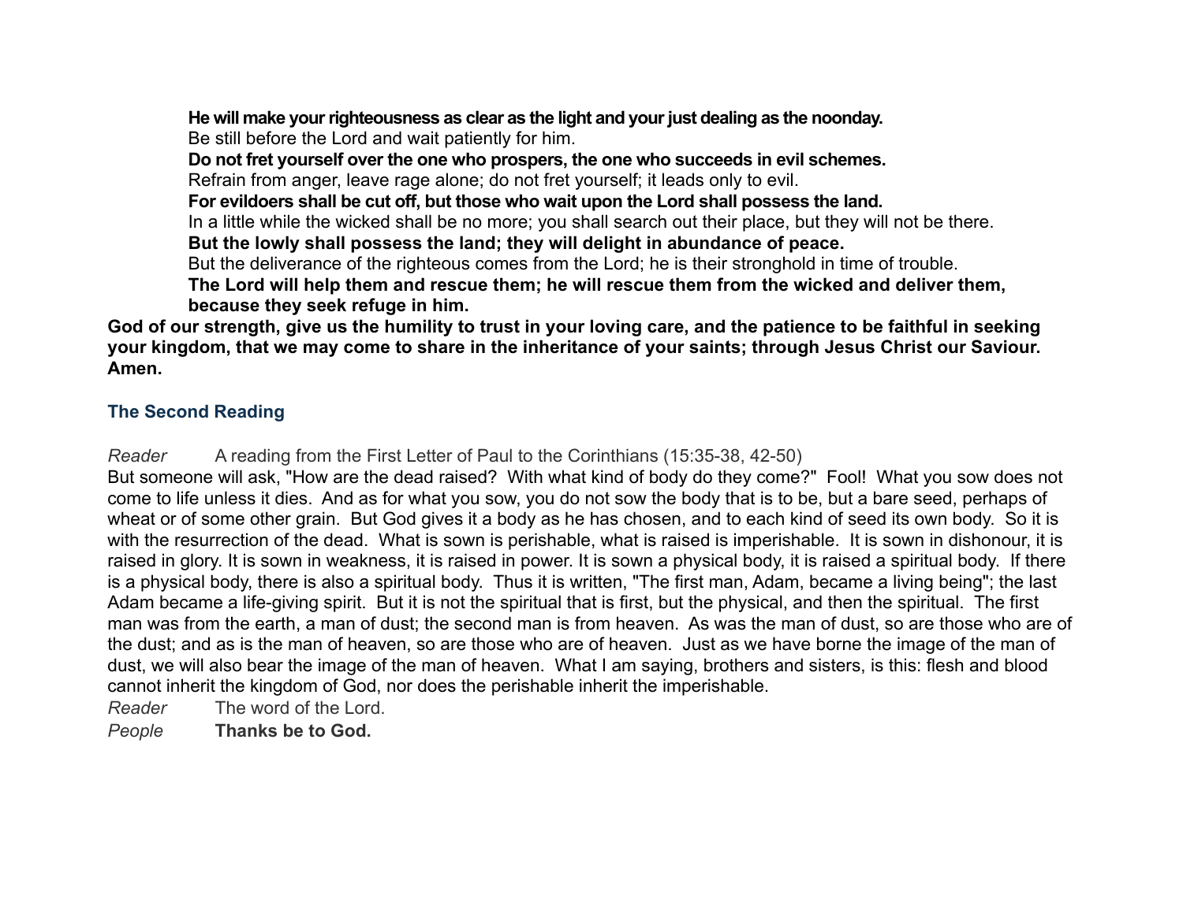**He will make your righteousness as clear as the light and your just dealing as the noonday.**
Be still before the Lord and wait patiently for him.
**Do not fret yourself over the one who prospers, the one who succeeds in evil schemes.**
Refrain from anger, leave rage alone; do not fret yourself; it leads only to evil.
**For evildoers shall be cut off, but those who wait upon the Lord shall possess the land.**
In a little while the wicked shall be no more; you shall search out their place, but they will not be there.
**But the lowly shall possess the land; they will delight in abundance of peace.**
But the deliverance of the righteous comes from the Lord; he is their stronghold in time of trouble.
**The Lord will help them and rescue them; he will rescue them from the wicked and deliver them, because they seek refuge in him.**

**God of our strength, give us the humility to trust in your loving care, and the patience to be faithful in seeking your kingdom, that we may come to share in the inheritance of your saints; through Jesus Christ our Saviour. Amen.**

### The Second Reading

*Reader* A reading from the First Letter of Paul to the Corinthians (15:35-38, 42-50)

But someone will ask, "How are the dead raised? With what kind of body do they come?" Fool! What you sow does not come to life unless it dies. And as for what you sow, you do not sow the body that is to be, but a bare seed, perhaps of wheat or of some other grain. But God gives it a body as he has chosen, and to each kind of seed its own body. So it is with the resurrection of the dead. What is sown is perishable, what is raised is imperishable. It is sown in dishonour, it is raised in glory. It is sown in weakness, it is raised in power. It is sown a physical body, it is raised a spiritual body. If there is a physical body, there is also a spiritual body. Thus it is written, "The first man, Adam, became a living being"; the last Adam became a life-giving spirit. But it is not the spiritual that is first, but the physical, and then the spiritual. The first man was from the earth, a man of dust; the second man is from heaven. As was the man of dust, so are those who are of the dust; and as is the man of heaven, so are those who are of heaven. Just as we have borne the image of the man of dust, we will also bear the image of the man of heaven. What I am saying, brothers and sisters, is this: flesh and blood cannot inherit the kingdom of God, nor does the perishable inherit the imperishable.

*Reader* The word of the Lord.
*People* **Thanks be to God.**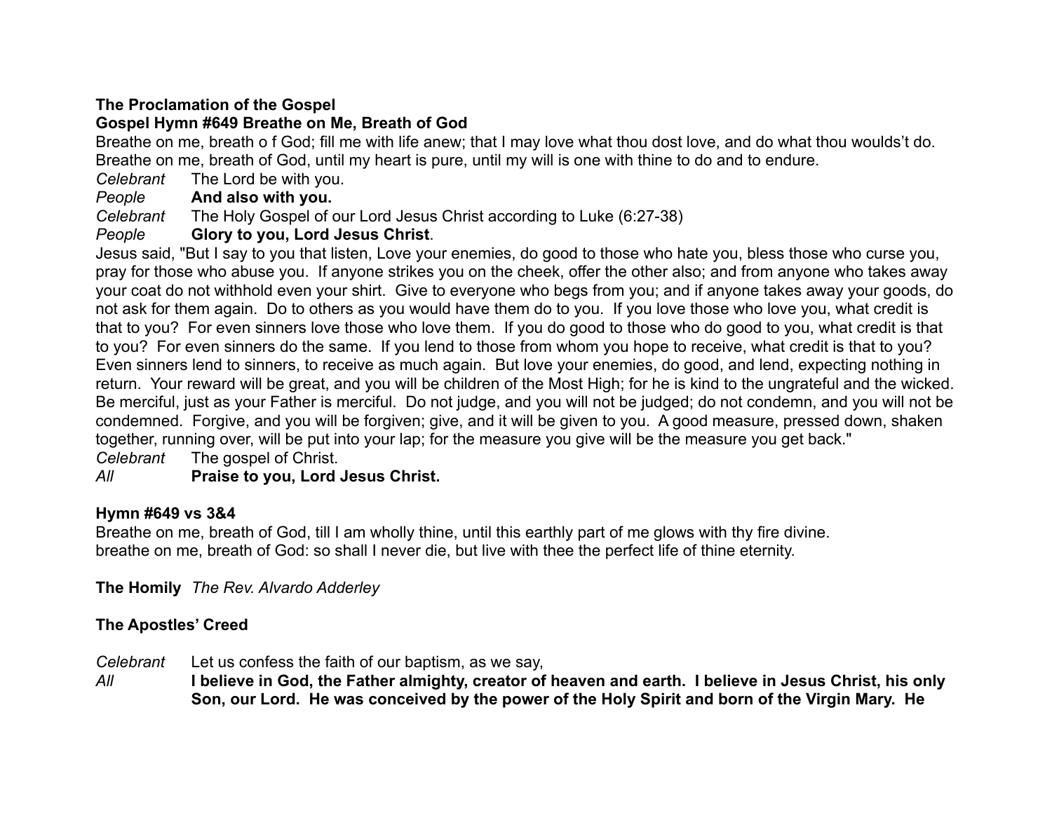**The Proclamation of the Gospel**

**Gospel Hymn #649 Breathe on Me, Breath of God**

Breathe on me, breath o f God; fill me with life anew; that I may love what thou dost love, and do what thou woulds't do. Breathe on me, breath of God, until my heart is pure, until my will is one with thine to do and to endure.

*Celebrant* The Lord be with you.
*People* **And also with you.**
*Celebrant* The Holy Gospel of our Lord Jesus Christ according to Luke (6:27-38)
*People* **Glory to you, Lord Jesus Christ**.

Jesus said, "But I say to you that listen, Love your enemies, do good to those who hate you, bless those who curse you, pray for those who abuse you. If anyone strikes you on the cheek, offer the other also; and from anyone who takes away your coat do not withhold even your shirt. Give to everyone who begs from you; and if anyone takes away your goods, do not ask for them again. Do to others as you would have them do to you. If you love those who love you, what credit is that to you? For even sinners love those who love them. If you do good to those who do good to you, what credit is that to you? For even sinners do the same. If you lend to those from whom you hope to receive, what credit is that to you? Even sinners lend to sinners, to receive as much again. But love your enemies, do good, and lend, expecting nothing in return. Your reward will be great, and you will be children of the Most High; for he is kind to the ungrateful and the wicked. Be merciful, just as your Father is merciful. Do not judge, and you will not be judged; do not condemn, and you will not be condemned. Forgive, and you will be forgiven; give, and it will be given to you. A good measure, pressed down, shaken together, running over, will be put into your lap; for the measure you give will be the measure you get back."

*Celebrant* The gospel of Christ.
*All* **Praise to you, Lord Jesus Christ.**

**Hymn #649 vs 3&4**

Breathe on me, breath of God, till I am wholly thine, until this earthly part of me glows with thy fire divine.
breathe on me, breath of God: so shall I never die, but live with thee the perfect life of thine eternity.

**The Homily** *The Rev. Alvardo Adderley*

**The Apostles' Creed**

*Celebrant* Let us confess the faith of our baptism, as we say,
*All* **I believe in God, the Father almighty, creator of heaven and earth. I believe in Jesus Christ, his only Son, our Lord. He was conceived by the power of the Holy Spirit and born of the Virgin Mary. He**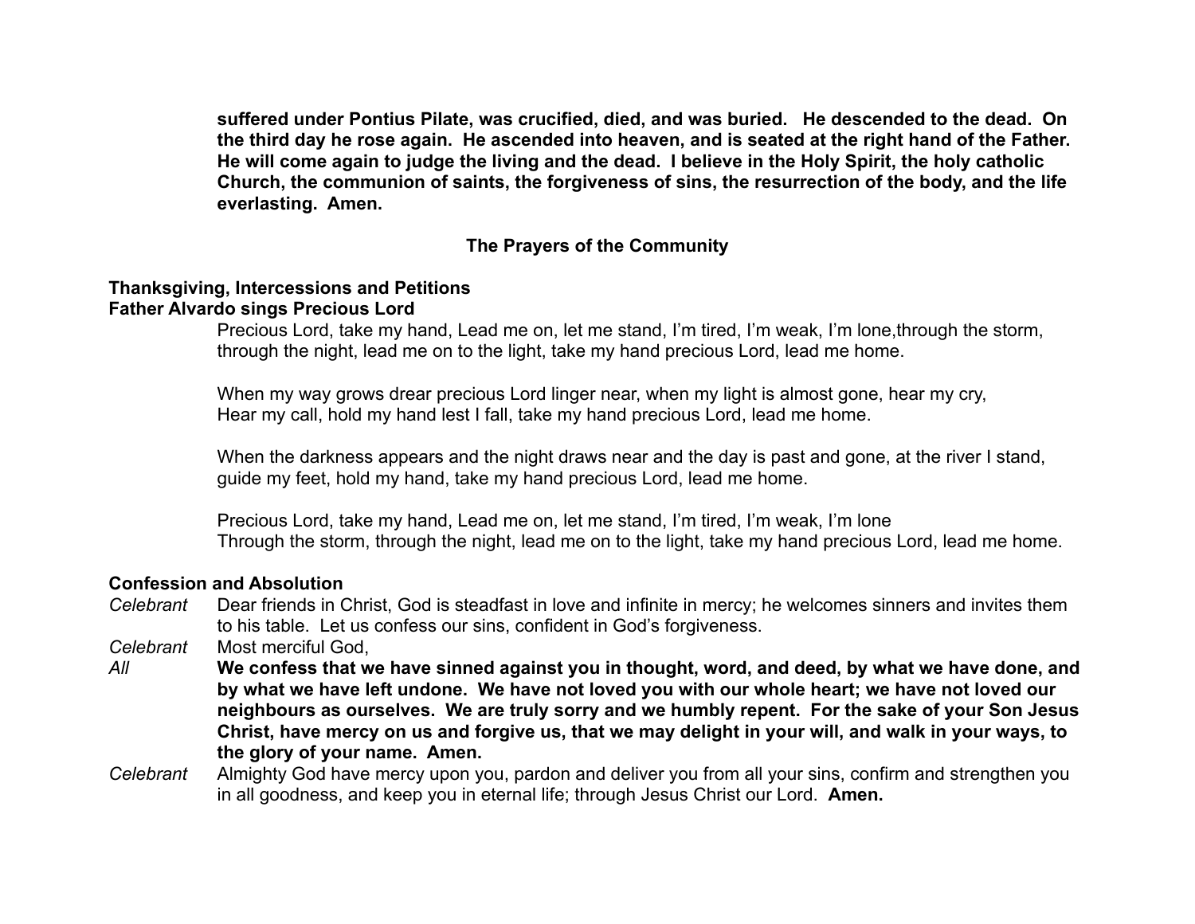**suffered under Pontius Pilate, was crucified, died, and was buried.  He descended to the dead.  On the third day he rose again.  He ascended into heaven, and is seated at the right hand of the Father. He will come again to judge the living and the dead.  I believe in the Holy Spirit, the holy catholic Church, the communion of saints, the forgiveness of sins, the resurrection of the body, and the life everlasting.  Amen.**

## The Prayers of the Community

**Thanksgiving, Intercessions and Petitions**
**Father Alvardo sings Precious Lord**

Precious Lord, take my hand, Lead me on, let me stand, I'm tired, I'm weak, I'm lone,through the storm, through the night, lead me on to the light, take my hand precious Lord, lead me home.

When my way grows drear precious Lord linger near, when my light is almost gone, hear my cry,
Hear my call, hold my hand lest I fall, take my hand precious Lord, lead me home.

When the darkness appears and the night draws near and the day is past and gone, at the river I stand, guide my feet, hold my hand, take my hand precious Lord, lead me home.

Precious Lord, take my hand, Lead me on, let me stand, I'm tired, I'm weak, I'm lone
Through the storm, through the night, lead me on to the light, take my hand precious Lord, lead me home.

**Confession and Absolution**

*Celebrant* Dear friends in Christ, God is steadfast in love and infinite in mercy; he welcomes sinners and invites them to his table.  Let us confess our sins, confident in God's forgiveness.

*Celebrant* Most merciful God,

*All* **We confess that we have sinned against you in thought, word, and deed, by what we have done, and by what we have left undone.  We have not loved you with our whole heart; we have not loved our neighbours as ourselves.  We are truly sorry and we humbly repent.  For the sake of your Son Jesus Christ, have mercy on us and forgive us, that we may delight in your will, and walk in your ways, to the glory of your name.  Amen.**

*Celebrant* Almighty God have mercy upon you, pardon and deliver you from all your sins, confirm and strengthen you in all goodness, and keep you in eternal life; through Jesus Christ our Lord.  **Amen.**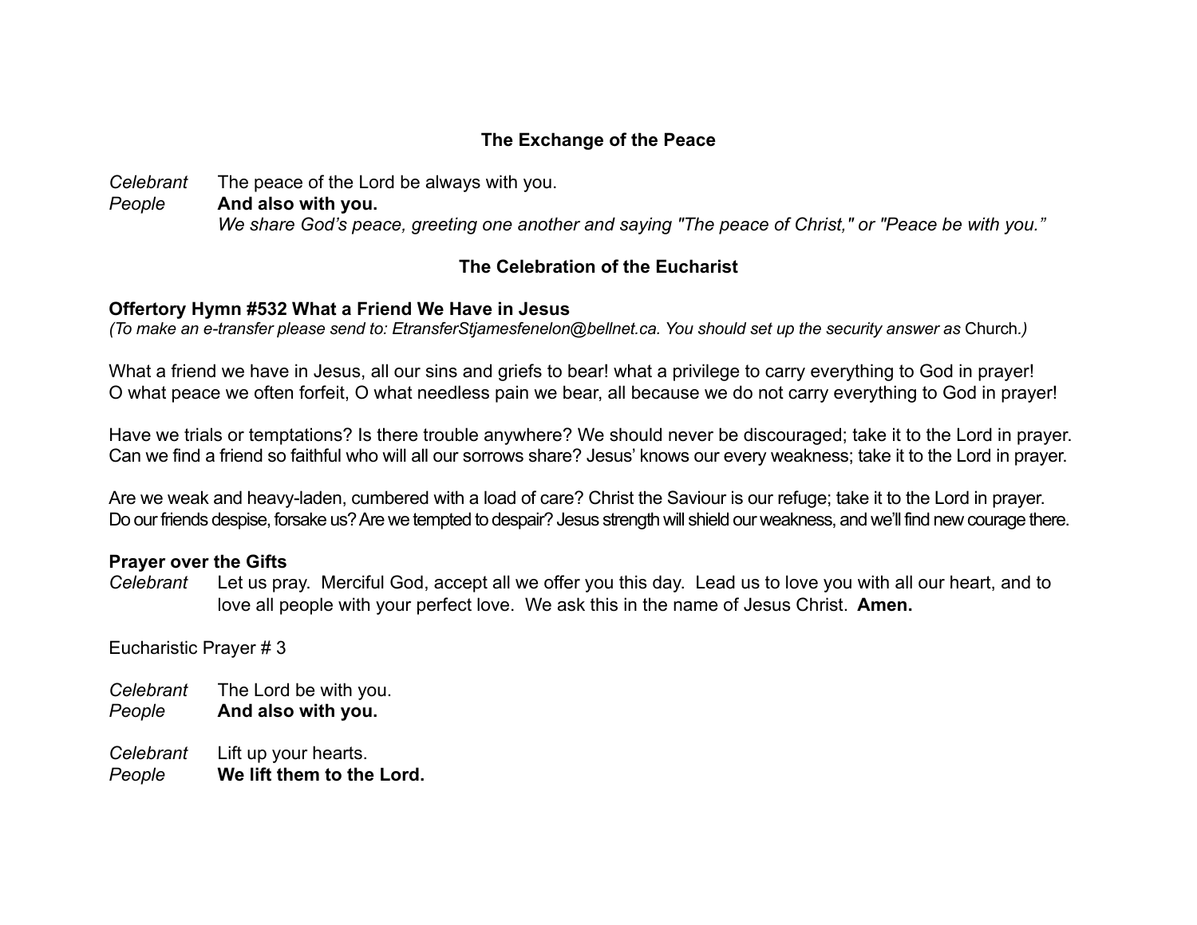### The Exchange of the Peace

*Celebrant* The peace of the Lord be always with you.
*People* **And also with you.**
*We share God's peace, greeting one another and saying "The peace of Christ," or "Peace be with you."*

### The Celebration of the Eucharist

**Offertory Hymn #532 What a Friend We Have in Jesus**
*(To make an e-transfer please send to: EtransferStjamesfenelon@bellnet.ca. You should set up the security answer as* Church.*)*

What a friend we have in Jesus, all our sins and griefs to bear! what a privilege to carry everything to God in prayer!
O what peace we often forfeit, O what needless pain we bear, all because we do not carry everything to God in prayer!

Have we trials or temptations? Is there trouble anywhere? We should never be discouraged; take it to the Lord in prayer.
Can we find a friend so faithful who will all our sorrows share? Jesus' knows our every weakness; take it to the Lord in prayer.

Are we weak and heavy-laden, cumbered with a load of care? Christ the Saviour is our refuge; take it to the Lord in prayer.
Do our friends despise, forsake us? Are we tempted to despair? Jesus strength will shield our weakness, and we'll find new courage there.

**Prayer over the Gifts**
*Celebrant* Let us pray. Merciful God, accept all we offer you this day. Lead us to love you with all our heart, and to love all people with your perfect love. We ask this in the name of Jesus Christ. **Amen.**

Eucharistic Prayer # 3

*Celebrant* The Lord be with you.
*People* **And also with you.**

*Celebrant* Lift up your hearts.
*People* **We lift them to the Lord.**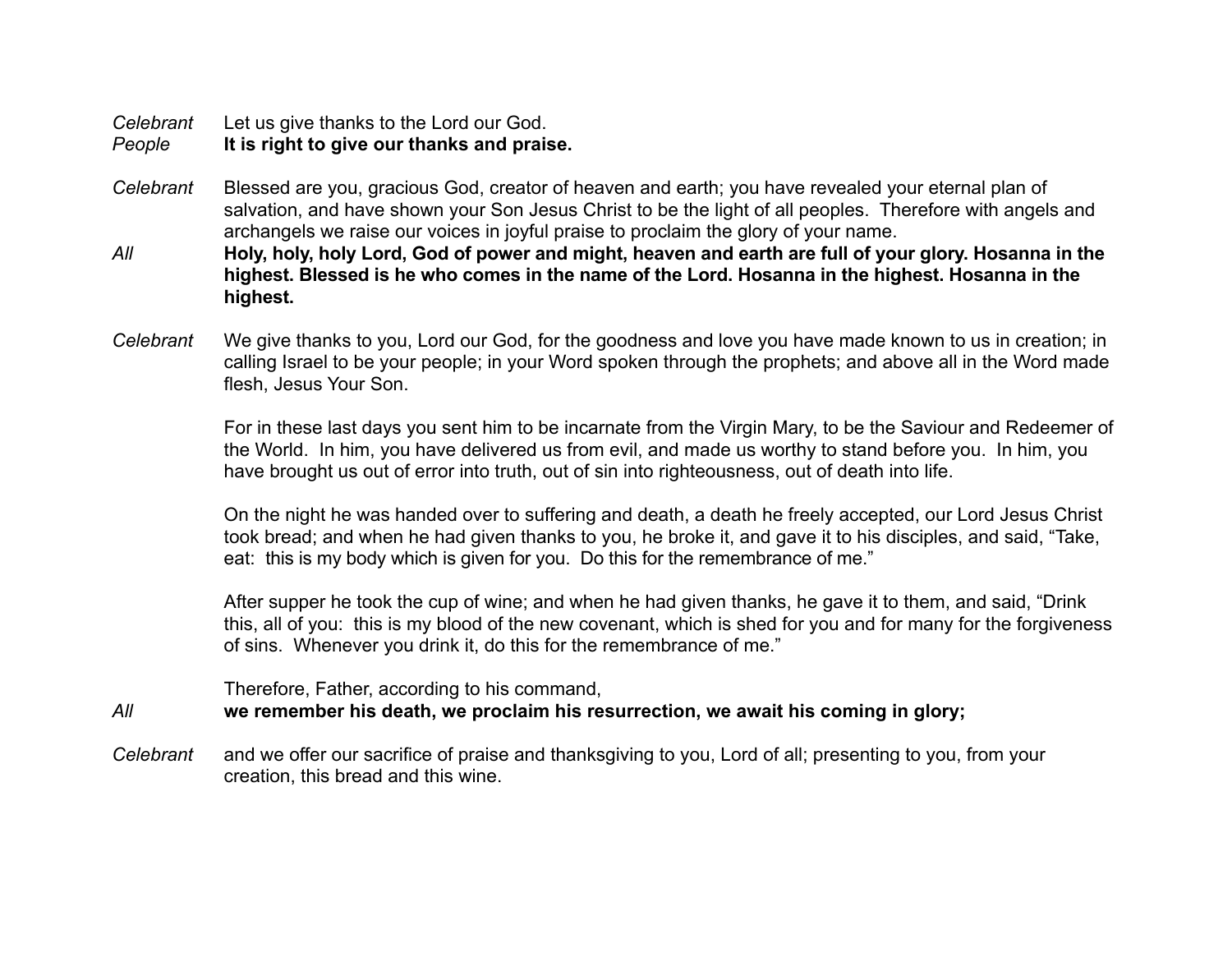*Celebrant* Let us give thanks to the Lord our God.
*People* **It is right to give our thanks and praise.**

*Celebrant* Blessed are you, gracious God, creator of heaven and earth; you have revealed your eternal plan of salvation, and have shown your Son Jesus Christ to be the light of all peoples. Therefore with angels and archangels we raise our voices in joyful praise to proclaim the glory of your name.
*All* **Holy, holy, holy Lord, God of power and might, heaven and earth are full of your glory. Hosanna in the highest. Blessed is he who comes in the name of the Lord. Hosanna in the highest. Hosanna in the highest.**

*Celebrant* We give thanks to you, Lord our God, for the goodness and love you have made known to us in creation; in calling Israel to be your people; in your Word spoken through the prophets; and above all in the Word made flesh, Jesus Your Son.

For in these last days you sent him to be incarnate from the Virgin Mary, to be the Saviour and Redeemer of the World. In him, you have delivered us from evil, and made us worthy to stand before you. In him, you have brought us out of error into truth, out of sin into righteousness, out of death into life.

On the night he was handed over to suffering and death, a death he freely accepted, our Lord Jesus Christ took bread; and when he had given thanks to you, he broke it, and gave it to his disciples, and said, "Take, eat: this is my body which is given for you. Do this for the remembrance of me."

After supper he took the cup of wine; and when he had given thanks, he gave it to them, and said, "Drink this, all of you: this is my blood of the new covenant, which is shed for you and for many for the forgiveness of sins. Whenever you drink it, do this for the remembrance of me."

Therefore, Father, according to his command,
*All* **we remember his death, we proclaim his resurrection, we await his coming in glory;**

*Celebrant* and we offer our sacrifice of praise and thanksgiving to you, Lord of all; presenting to you, from your creation, this bread and this wine.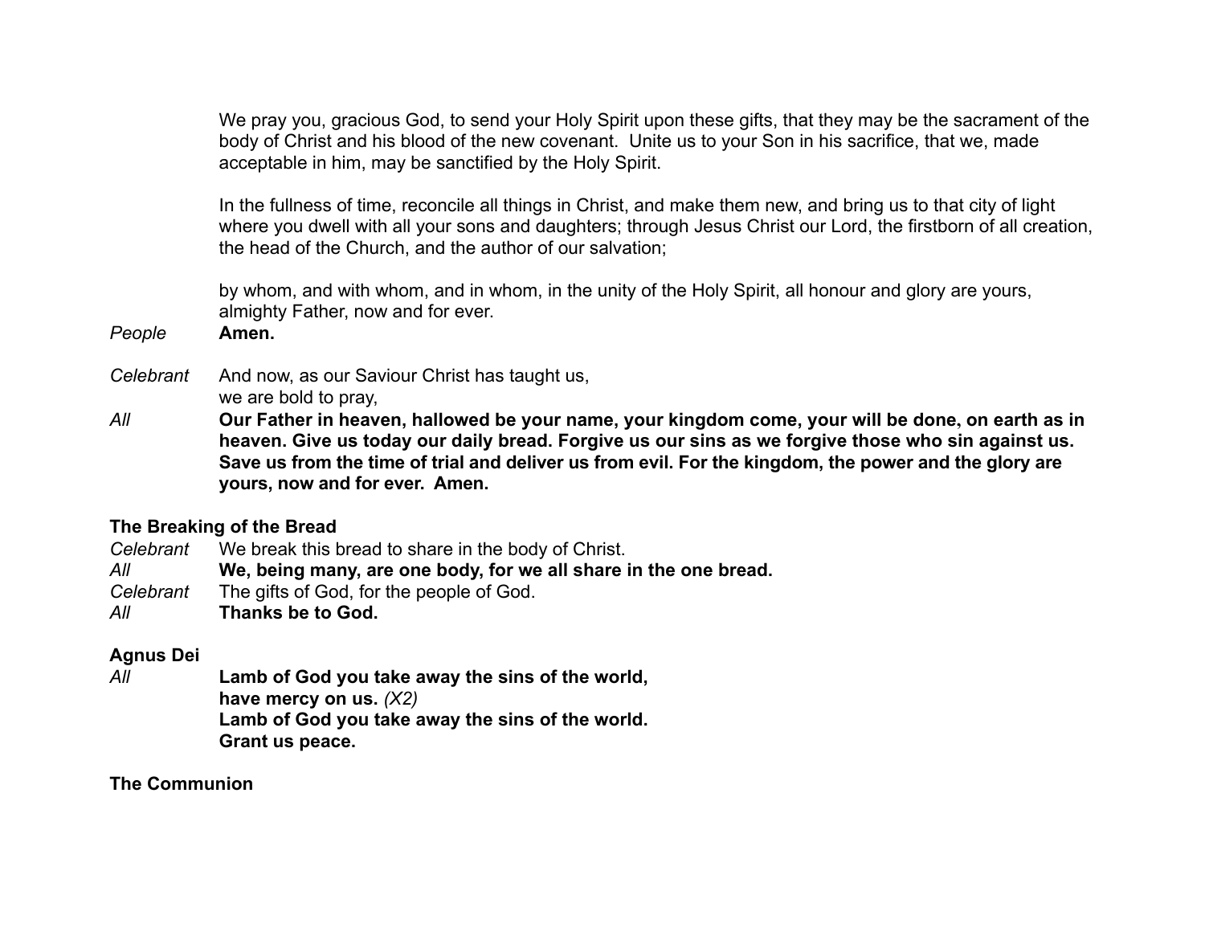We pray you, gracious God, to send your Holy Spirit upon these gifts, that they may be the sacrament of the body of Christ and his blood of the new covenant.  Unite us to your Son in his sacrifice, that we, made acceptable in him, may be sanctified by the Holy Spirit.

In the fullness of time, reconcile all things in Christ, and make them new, and bring us to that city of light where you dwell with all your sons and daughters; through Jesus Christ our Lord, the firstborn of all creation, the head of the Church, and the author of our salvation;

by whom, and with whom, and in whom, in the unity of the Holy Spirit, all honour and glory are yours, almighty Father, now and for ever.

*People* **Amen.**

*Celebrant* And now, as our Saviour Christ has taught us,
we are bold to pray,

*All* **Our Father in heaven, hallowed be your name, your kingdom come, your will be done, on earth as in heaven. Give us today our daily bread. Forgive us our sins as we forgive those who sin against us. Save us from the time of trial and deliver us from evil. For the kingdom, the power and the glory are yours, now and for ever.  Amen.**

**The Breaking of the Bread**

*Celebrant* We break this bread to share in the body of Christ.
*All* **We, being many, are one body, for we all share in the one bread.**
*Celebrant* The gifts of God, for the people of God.
*All* **Thanks be to God.**

**Agnus Dei**

*All* **Lamb of God you take away the sins of the world,**
**have mercy on us.** *(X2)*
**Lamb of God you take away the sins of the world.**
**Grant us peace.**

**The Communion**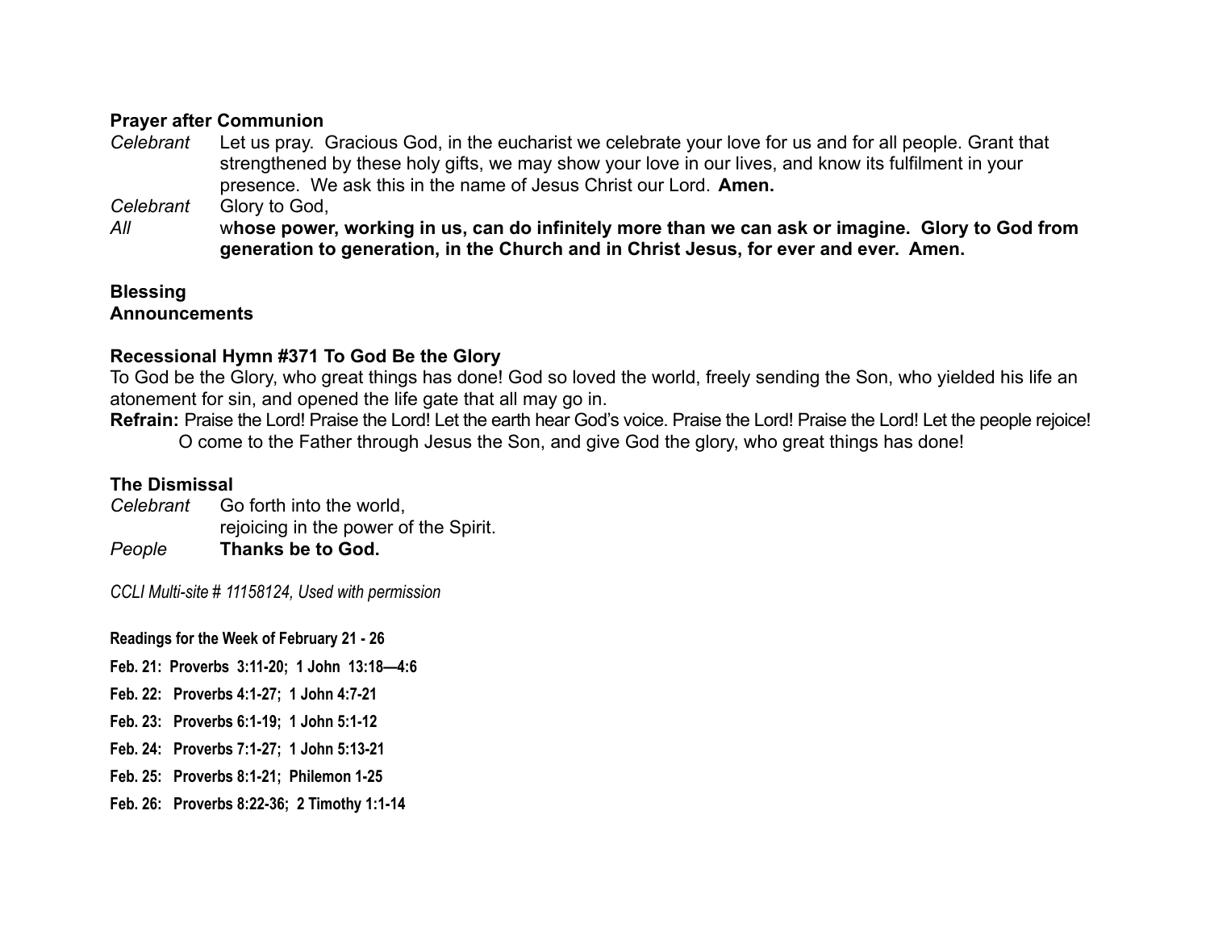**Prayer after Communion**

*Celebrant* Let us pray. Gracious God, in the eucharist we celebrate your love for us and for all people. Grant that strengthened by these holy gifts, we may show your love in our lives, and know its fulfilment in your presence. We ask this in the name of Jesus Christ our Lord. **Amen.**

*Celebrant* Glory to God,

*All* w**hose power, working in us, can do infinitely more than we can ask or imagine. Glory to God from generation to generation, in the Church and in Christ Jesus, for ever and ever. Amen.**

**Blessing**

**Announcements**

**Recessional Hymn #371 To God Be the Glory**

To God be the Glory, who great things has done! God so loved the world, freely sending the Son, who yielded his life an atonement for sin, and opened the life gate that all may go in.

**Refrain:** Praise the Lord! Praise the Lord! Let the earth hear God's voice. Praise the Lord! Praise the Lord! Let the people rejoice! O come to the Father through Jesus the Son, and give God the glory, who great things has done!

**The Dismissal**

*Celebrant* Go forth into the world,
rejoicing in the power of the Spirit.

*People* **Thanks be to God.**

*CCLI Multi-site # 11158124, Used with permission*

**Readings for the Week of February 21 - 26**

**Feb. 21: Proverbs 3:11-20; 1 John 13:18—4:6**

**Feb. 22: Proverbs 4:1-27; 1 John 4:7-21**

**Feb. 23: Proverbs 6:1-19; 1 John 5:1-12**

**Feb. 24: Proverbs 7:1-27; 1 John 5:13-21**

**Feb. 25: Proverbs 8:1-21; Philemon 1-25**

**Feb. 26: Proverbs 8:22-36; 2 Timothy 1:1-14**